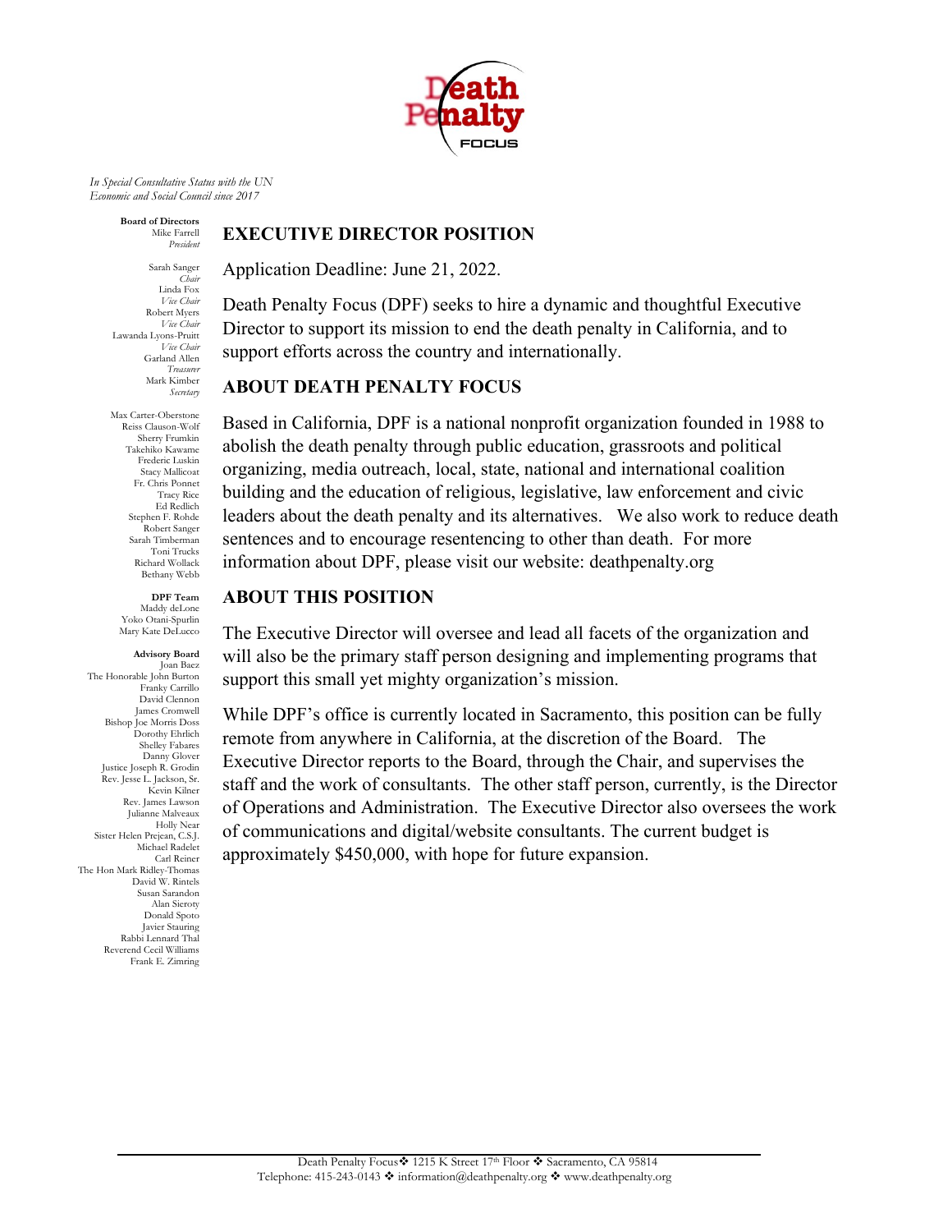*In Special Consultative Status with the UN Economic and Social Council since 2017*

**Board of Directors**
Mike Farrell
*President*

Sarah Sanger
*Chair*
Linda Fox
*Vice Chair*
Robert Myers
*Vice Chair*
Lawanda Lyons-Pruitt
*Vice Chair*
Garland Allen
*Treasurer*
Mark Kimber
*Secretary*

Max Carter-Oberstone
Reiss Clauson-Wolf
Sherry Frumkin
Takehiko Kawame
Frederic Luskin
Stacy Mallicoat
Fr. Chris Ponnet
Tracy Rice
Ed Redlich
Stephen F. Rohde
Robert Sanger
Sarah Timberman
Toni Trucks
Richard Wollack
Bethany Webb

**DPF Team**
Maddy deLone
Yoko Otani-Spurlin
Mary Kate DeLucco

**Advisory Board**
Joan Baez
The Honorable John Burton
Franky Carrillo
David Clennon
James Cromwell
Bishop Joe Morris Doss
Dorothy Ehrlich
Shelley Fabares
Danny Glover
Justice Joseph R. Grodin
Rev. Jesse L. Jackson, Sr.
Kevin Kilner
Rev. James Lawson
Julianne Malveaux
Holly Near
Sister Helen Prejean, C.S.J.
Michael Radelet
Carl Reiner
The Hon Mark Ridley-Thomas
David W. Rintels
Susan Sarandon
Alan Sieroty
Donald Spoto
Javier Stauring
Rabbi Lennard Thal
Reverend Cecil Williams
Frank E. Zimring

## EXECUTIVE DIRECTOR POSITION

Application Deadline: June 21, 2022.

Death Penalty Focus (DPF) seeks to hire a dynamic and thoughtful Executive Director to support its mission to end the death penalty in California, and to support efforts across the country and internationally.

## ABOUT DEATH PENALTY FOCUS

Based in California, DPF is a national nonprofit organization founded in 1988 to abolish the death penalty through public education, grassroots and political organizing, media outreach, local, state, national and international coalition building and the education of religious, legislative, law enforcement and civic leaders about the death penalty and its alternatives. We also work to reduce death sentences and to encourage resentencing to other than death. For more information about DPF, please visit our website: deathpenalty.org

## ABOUT THIS POSITION

The Executive Director will oversee and lead all facets of the organization and will also be the primary staff person designing and implementing programs that support this small yet mighty organization's mission.

While DPF's office is currently located in Sacramento, this position can be fully remote from anywhere in California, at the discretion of the Board. The Executive Director reports to the Board, through the Chair, and supervises the staff and the work of consultants. The other staff person, currently, is the Director of Operations and Administration. The Executive Director also oversees the work of communications and digital/website consultants. The current budget is approximately $450,000, with hope for future expansion.

Death Penalty Focus ❖ 1215 K Street 17th Floor ❖ Sacramento, CA 95814
Telephone: 415-243-0143 ❖ information@deathpenalty.org ❖ www.deathpenalty.org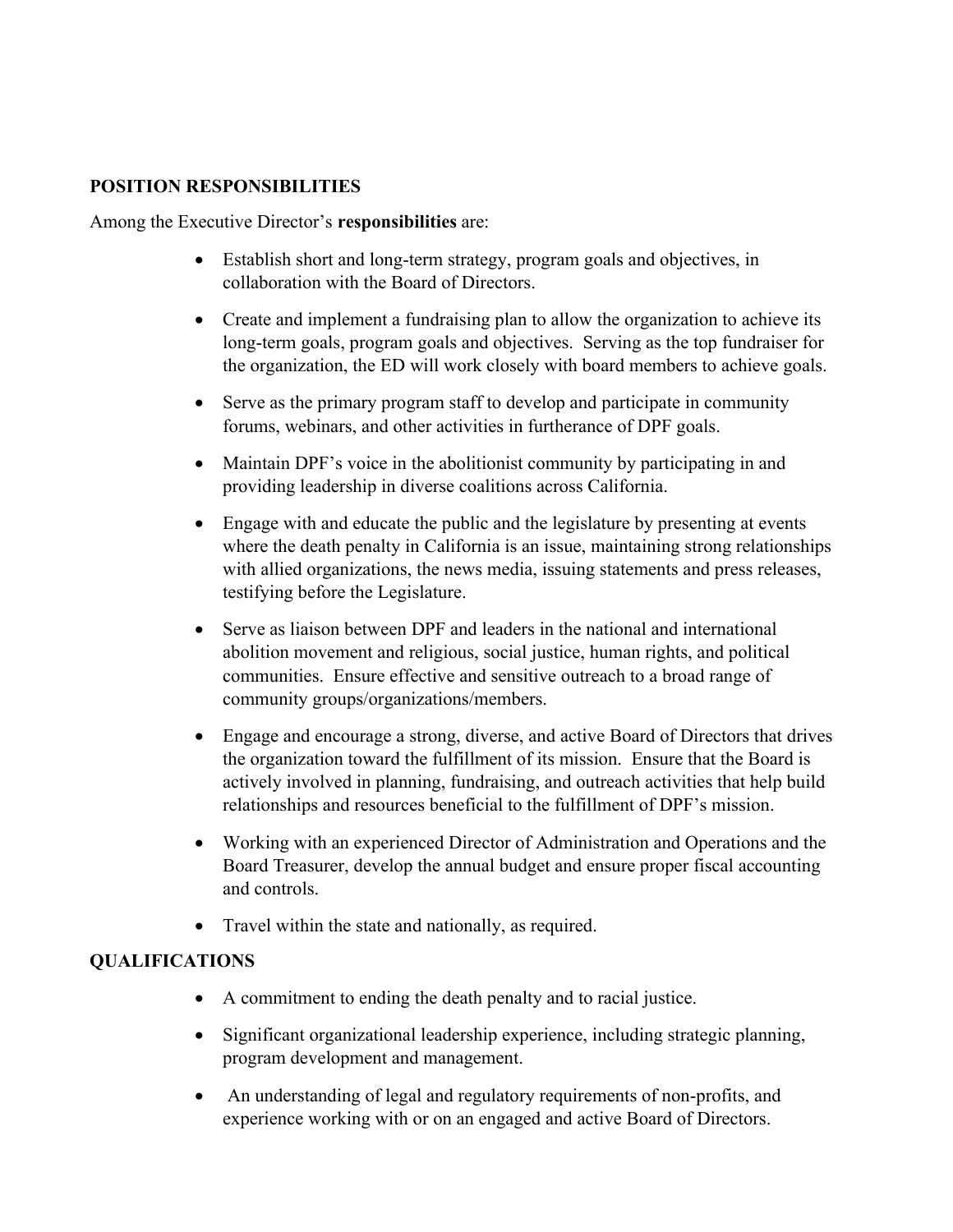**POSITION RESPONSIBILITIES**

Among the Executive Director's **responsibilities** are:

- Establish short and long-term strategy, program goals and objectives, in collaboration with the Board of Directors.
- Create and implement a fundraising plan to allow the organization to achieve its long-term goals, program goals and objectives. Serving as the top fundraiser for the organization, the ED will work closely with board members to achieve goals.
- Serve as the primary program staff to develop and participate in community forums, webinars, and other activities in furtherance of DPF goals.
- Maintain DPF's voice in the abolitionist community by participating in and providing leadership in diverse coalitions across California.
- Engage with and educate the public and the legislature by presenting at events where the death penalty in California is an issue, maintaining strong relationships with allied organizations, the news media, issuing statements and press releases, testifying before the Legislature.
- Serve as liaison between DPF and leaders in the national and international abolition movement and religious, social justice, human rights, and political communities. Ensure effective and sensitive outreach to a broad range of community groups/organizations/members.
- Engage and encourage a strong, diverse, and active Board of Directors that drives the organization toward the fulfillment of its mission. Ensure that the Board is actively involved in planning, fundraising, and outreach activities that help build relationships and resources beneficial to the fulfillment of DPF's mission.
- Working with an experienced Director of Administration and Operations and the Board Treasurer, develop the annual budget and ensure proper fiscal accounting and controls.
- Travel within the state and nationally, as required.

**QUALIFICATIONS**

- A commitment to ending the death penalty and to racial justice.
- Significant organizational leadership experience, including strategic planning, program development and management.
- An understanding of legal and regulatory requirements of non-profits, and experience working with or on an engaged and active Board of Directors.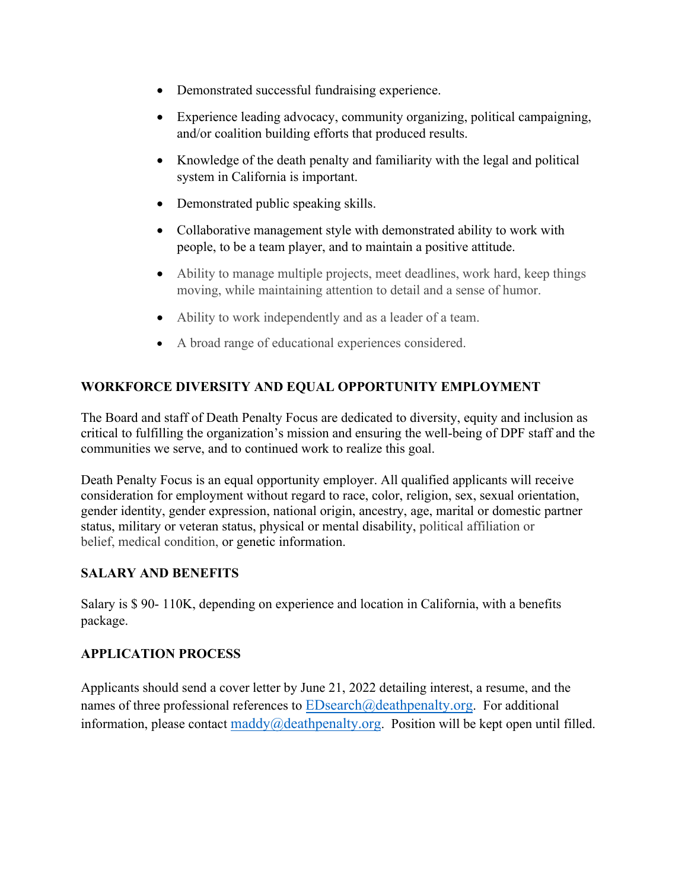- Demonstrated successful fundraising experience.
- Experience leading advocacy, community organizing, political campaigning, and/or coalition building efforts that produced results.
- Knowledge of the death penalty and familiarity with the legal and political system in California is important.
- Demonstrated public speaking skills.
- Collaborative management style with demonstrated ability to work with people, to be a team player, and to maintain a positive attitude.
- Ability to manage multiple projects, meet deadlines, work hard, keep things moving, while maintaining attention to detail and a sense of humor.
- Ability to work independently and as a leader of a team.
- A broad range of educational experiences considered.

## WORKFORCE DIVERSITY AND EQUAL OPPORTUNITY EMPLOYMENT

The Board and staff of Death Penalty Focus are dedicated to diversity, equity and inclusion as critical to fulfilling the organization's mission and ensuring the well-being of DPF staff and the communities we serve, and to continued work to realize this goal.

Death Penalty Focus is an equal opportunity employer. All qualified applicants will receive consideration for employment without regard to race, color, religion, sex, sexual orientation, gender identity, gender expression, national origin, ancestry, age, marital or domestic partner status, military or veteran status, physical or mental disability, political affiliation or belief, medical condition, or genetic information.

## SALARY AND BENEFITS

Salary is $ 90- 110K, depending on experience and location in California, with a benefits package.

## APPLICATION PROCESS

Applicants should send a cover letter by June 21, 2022 detailing interest, a resume, and the names of three professional references to EDsearch@deathpenalty.org. For additional information, please contact maddy@deathpenalty.org. Position will be kept open until filled.